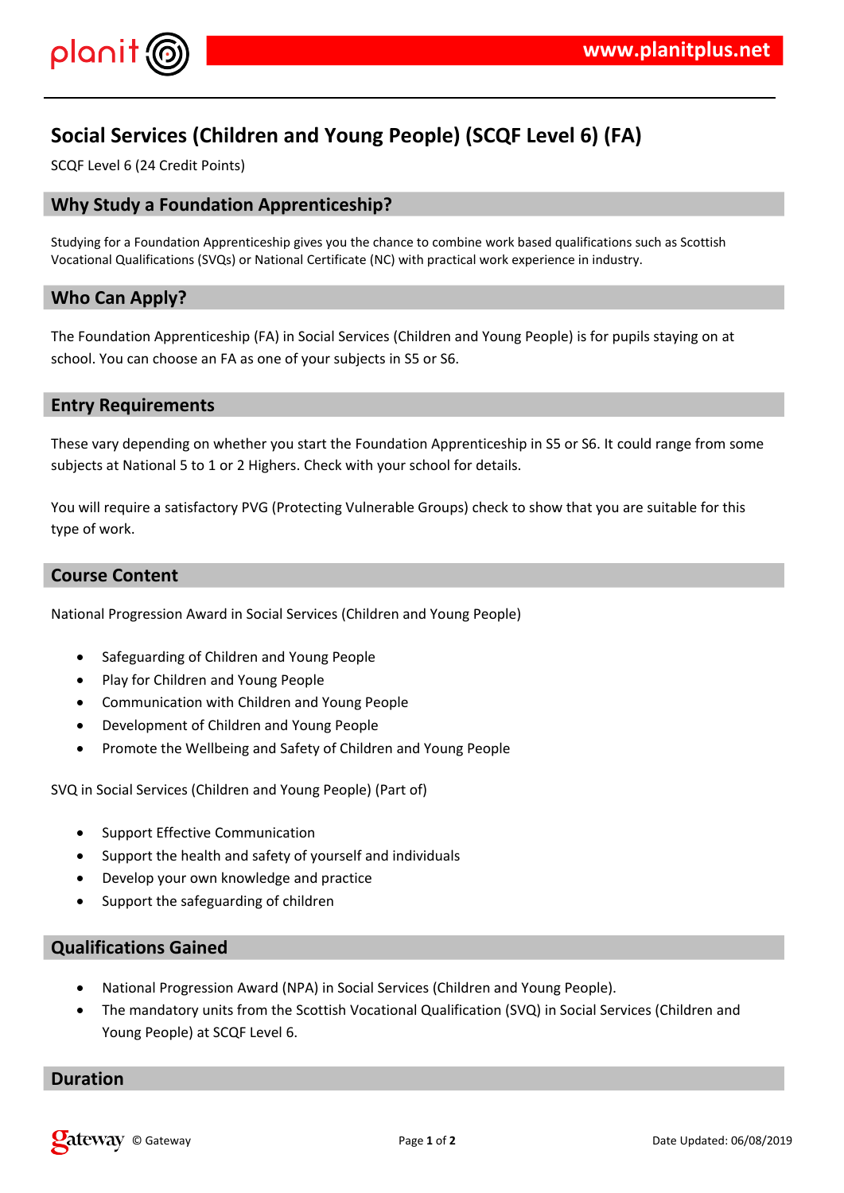# Social Services (Children and Young People) (SCQF Level 6) (FA)

SCQF Level 6 (24 Credit Points)

## Why Study a Foundation Apprenticeship?

Studying for a Foundation Apprenticeship gives you the chance to combine work based qualifications such as Scottish Vocational Qualifications (SVQs) or National Certificate (NC) with practical work experience in industry.

## Who Can Apply?

The Foundation Apprenticeship (FA) in Social Services (Children and Young People) is for pupils staying on at school. You can choose an FA as one of your subjects in S5 or S6.

## Entry Requirements

These vary depending on whether you start the Foundation Apprenticeship in S5 or S6. It could range from some subjects at National 5 to 1 or 2 Highers. Check with your school for details.

You will require a satisfactory PVG (Protecting Vulnerable Groups) check to show that you are suitable for this type of work.

## Course Content

National Progression Award in Social Services (Children and Young People)

- Safeguarding of Children and Young People
- Play for Children and Young People
- Communication with Children and Young People
- Development of Children and Young People
- Promote the Wellbeing and Safety of Children and Young People

SVQ in Social Services (Children and Young People) (Part of)

- Support Effective Communication
- Support the health and safety of yourself and individuals
- Develop your own knowledge and practice
- Support the safeguarding of children

## Qualifications Gained

- National Progression Award (NPA) in Social Services (Children and Young People).
- The mandatory units from the Scottish Vocational Qualification (SVQ) in Social Services (Children and Young People) at SCQF Level 6.

## Duration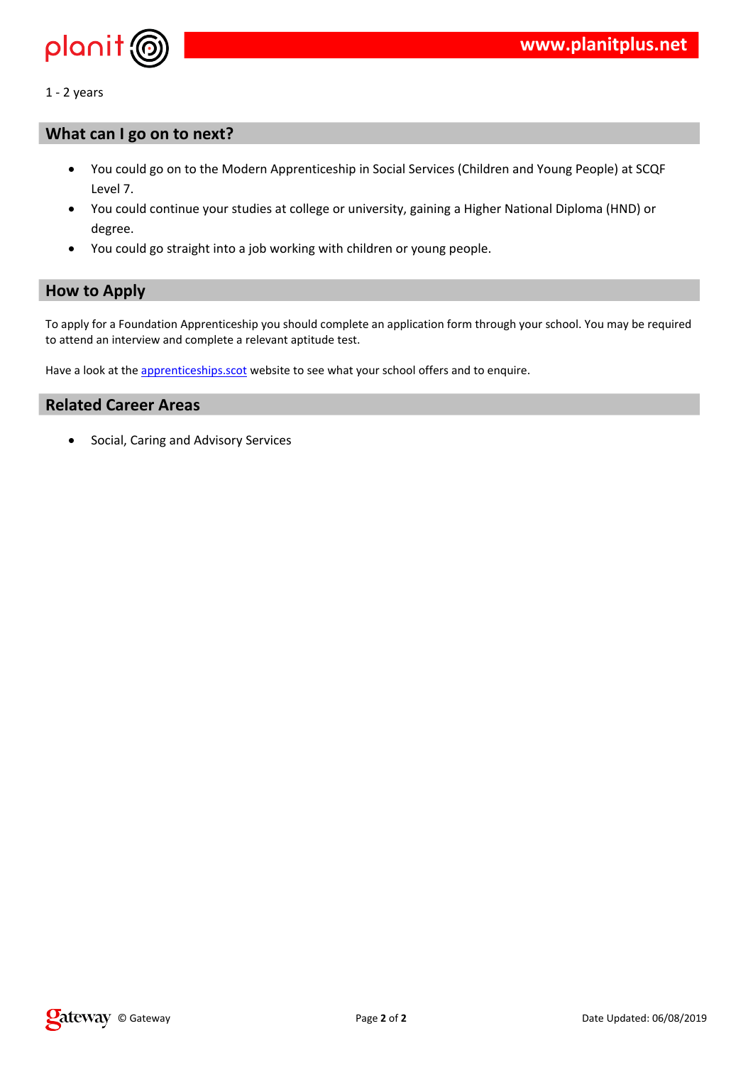1 - 2 years

## What can I go on to next?

- You could go on to the Modern Apprenticeship in Social Services (Children and Young People) at SCQF Level 7.
- You could continue your studies at college or university, gaining a Higher National Diploma (HND) or degree.
- You could go straight into a job working with children or young people.

## How to Apply

To apply for a Foundation Apprenticeship you should complete an application form through your school. You may be required to attend an interview and complete a relevant aptitude test.

Have a look at the apprenticeships.scot website to see what your school offers and to enquire.

## Related Career Areas

- Social, Caring and Advisory Services